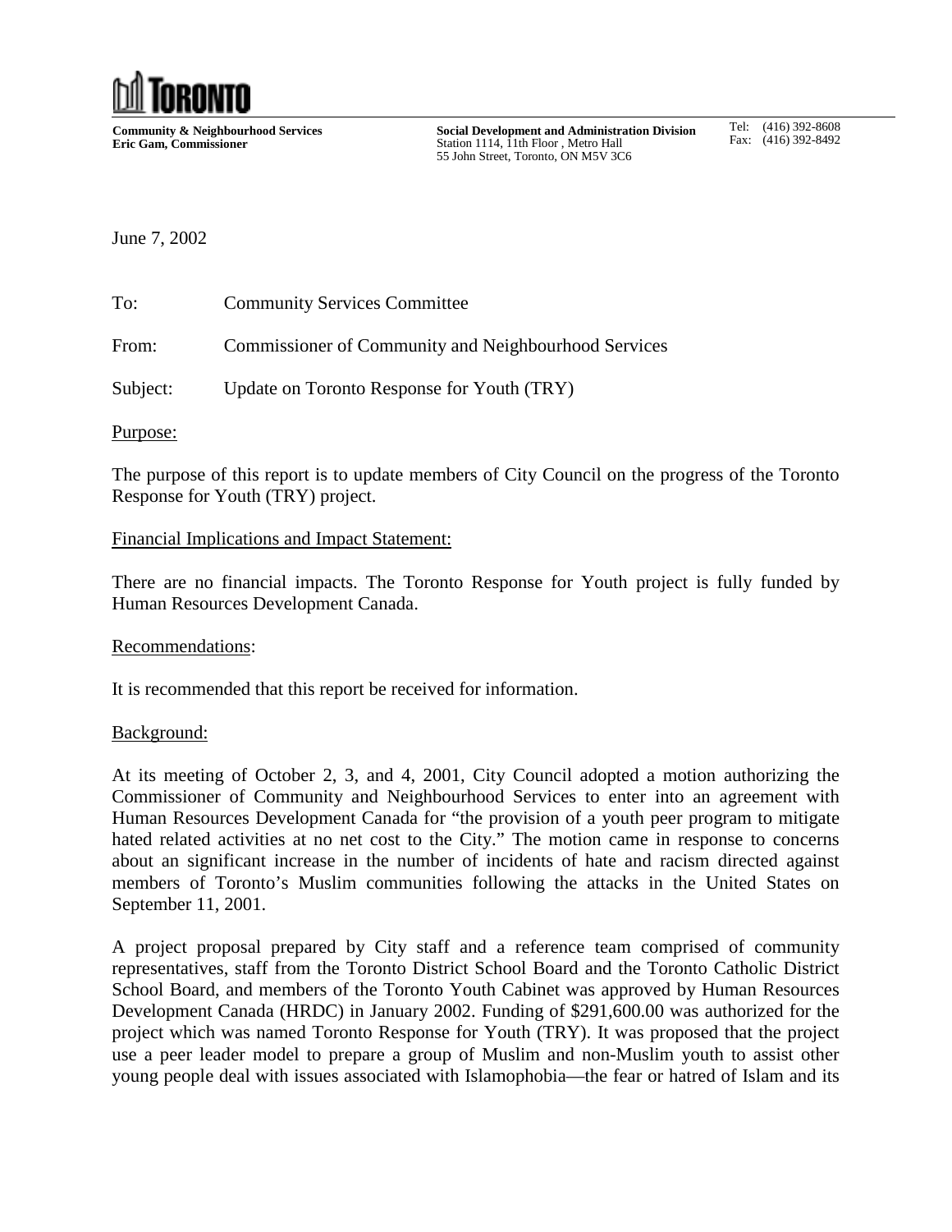# TORONTO

**Community & Neighbourhood Services**
**Eric Gam, Commissioner**

**Social Development and Administration Division**
Station 1114, 11th Floor , Metro Hall
55 John Street, Toronto, ON M5V 3C6

Tel: (416) 392-8608
Fax: (416) 392-8492

June 7, 2002

To: Community Services Committee

From: Commissioner of Community and Neighbourhood Services

Subject: Update on Toronto Response for Youth (TRY)

Purpose:

The purpose of this report is to update members of City Council on the progress of the Toronto Response for Youth (TRY) project.

Financial Implications and Impact Statement:

There are no financial impacts. The Toronto Response for Youth project is fully funded by Human Resources Development Canada.

Recommendations:

It is recommended that this report be received for information.

Background:

At its meeting of October 2, 3, and 4, 2001, City Council adopted a motion authorizing the Commissioner of Community and Neighbourhood Services to enter into an agreement with Human Resources Development Canada for "the provision of a youth peer program to mitigate hated related activities at no net cost to the City." The motion came in response to concerns about an significant increase in the number of incidents of hate and racism directed against members of Toronto's Muslim communities following the attacks in the United States on September 11, 2001.

A project proposal prepared by City staff and a reference team comprised of community representatives, staff from the Toronto District School Board and the Toronto Catholic District School Board, and members of the Toronto Youth Cabinet was approved by Human Resources Development Canada (HRDC) in January 2002. Funding of $291,600.00 was authorized for the project which was named Toronto Response for Youth (TRY). It was proposed that the project use a peer leader model to prepare a group of Muslim and non-Muslim youth to assist other young people deal with issues associated with Islamophobia—the fear or hatred of Islam and its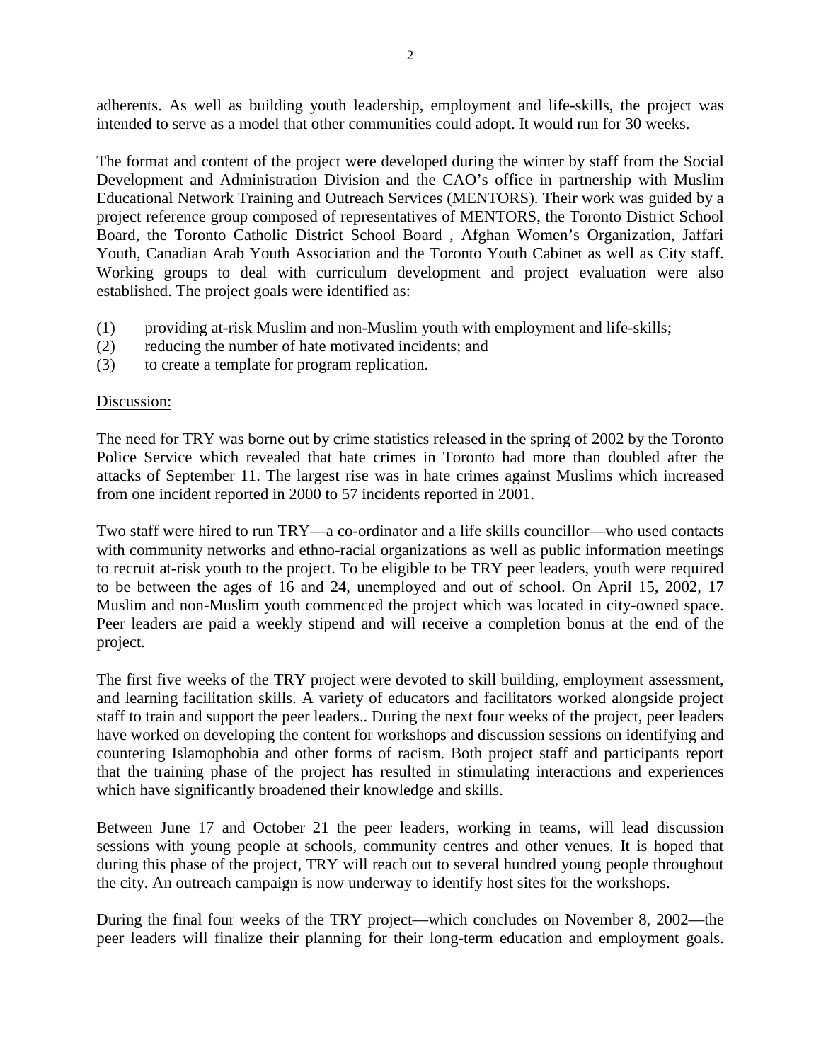adherents. As well as building youth leadership, employment and life-skills, the project was intended to serve as a model that other communities could adopt. It would run for 30 weeks.

The format and content of the project were developed during the winter by staff from the Social Development and Administration Division and the CAO's office in partnership with Muslim Educational Network Training and Outreach Services (MENTORS). Their work was guided by a project reference group composed of representatives of MENTORS, the Toronto District School Board, the Toronto Catholic District School Board , Afghan Women's Organization, Jaffari Youth, Canadian Arab Youth Association and the Toronto Youth Cabinet as well as City staff. Working groups to deal with curriculum development and project evaluation were also established. The project goals were identified as:

(1) providing at-risk Muslim and non-Muslim youth with employment and life-skills;
(2) reducing the number of hate motivated incidents; and
(3) to create a template for program replication.

<u>Discussion:</u>

The need for TRY was borne out by crime statistics released in the spring of 2002 by the Toronto Police Service which revealed that hate crimes in Toronto had more than doubled after the attacks of September 11. The largest rise was in hate crimes against Muslims which increased from one incident reported in 2000 to 57 incidents reported in 2001.

Two staff were hired to run TRY—a co-ordinator and a life skills councillor—who used contacts with community networks and ethno-racial organizations as well as public information meetings to recruit at-risk youth to the project. To be eligible to be TRY peer leaders, youth were required to be between the ages of 16 and 24, unemployed and out of school. On April 15, 2002, 17 Muslim and non-Muslim youth commenced the project which was located in city-owned space. Peer leaders are paid a weekly stipend and will receive a completion bonus at the end of the project.

The first five weeks of the TRY project were devoted to skill building, employment assessment, and learning facilitation skills. A variety of educators and facilitators worked alongside project staff to train and support the peer leaders.. During the next four weeks of the project, peer leaders have worked on developing the content for workshops and discussion sessions on identifying and countering Islamophobia and other forms of racism. Both project staff and participants report that the training phase of the project has resulted in stimulating interactions and experiences which have significantly broadened their knowledge and skills.

Between June 17 and October 21 the peer leaders, working in teams, will lead discussion sessions with young people at schools, community centres and other venues. It is hoped that during this phase of the project, TRY will reach out to several hundred young people throughout the city. An outreach campaign is now underway to identify host sites for the workshops.

During the final four weeks of the TRY project—which concludes on November 8, 2002—the peer leaders will finalize their planning for their long-term education and employment goals.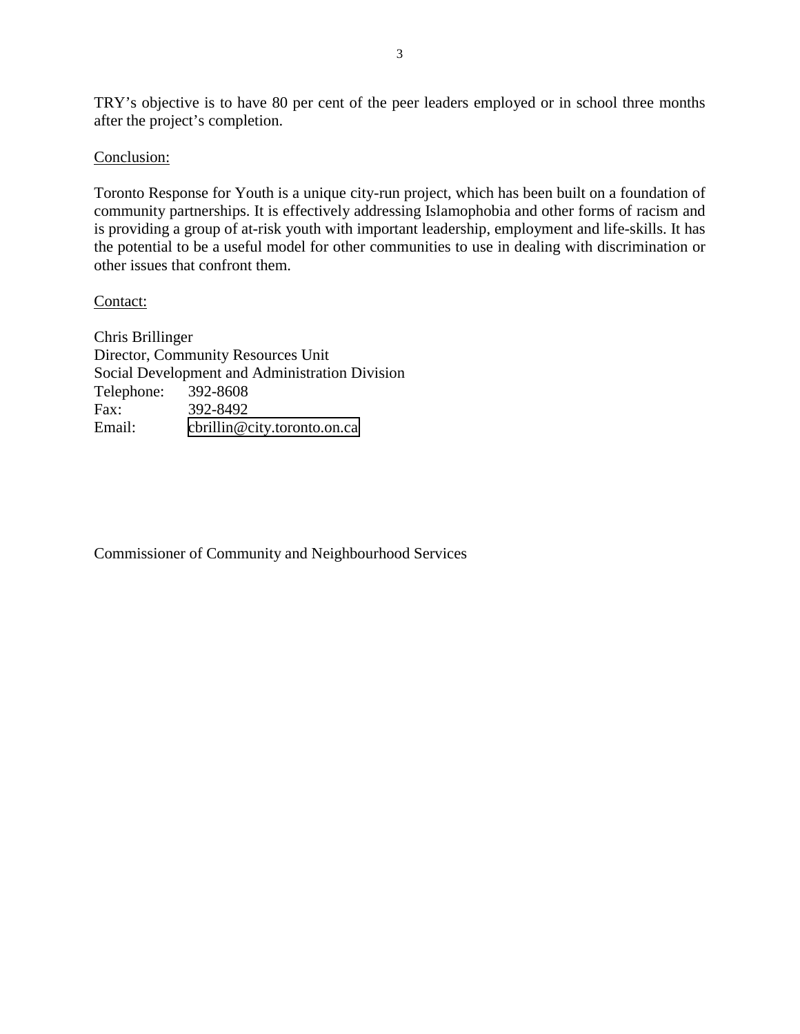TRY's objective is to have 80 per cent of the peer leaders employed or in school three months after the project's completion.

Conclusion:

Toronto Response for Youth is a unique city-run project, which has been built on a foundation of community partnerships. It is effectively addressing Islamophobia and other forms of racism and is providing a group of at-risk youth with important leadership, employment and life-skills. It has the potential to be a useful model for other communities to use in dealing with discrimination or other issues that confront them.

Contact:

Chris Brillinger
Director, Community Resources Unit
Social Development and Administration Division

| | |
|---|---|
| Telephone: | 392-8608 |
| Fax: | 392-8492 |
| Email: | cbrillin@city.toronto.on.ca |

Commissioner of Community and Neighbourhood Services